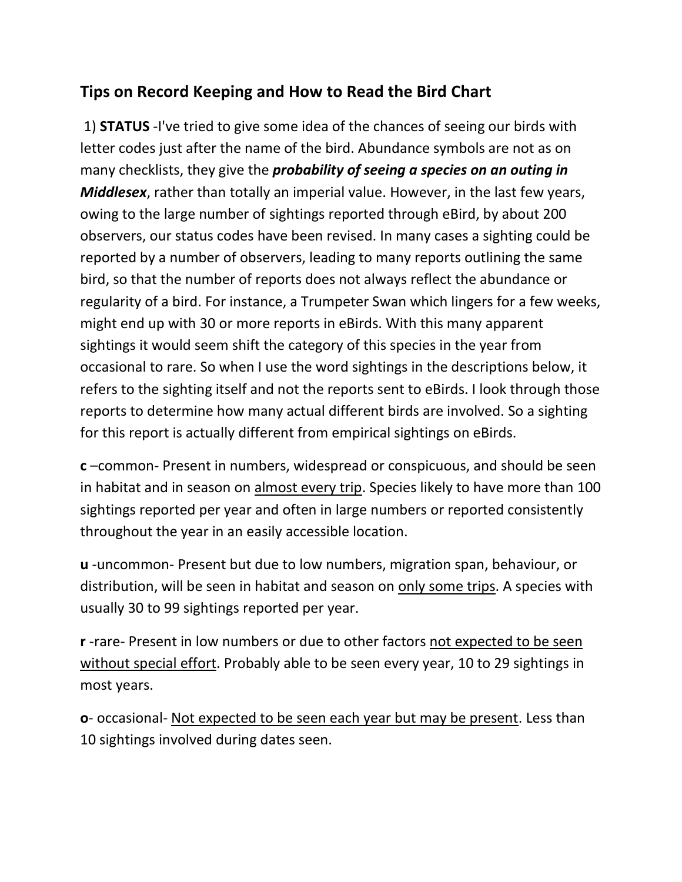## Tips on Record Keeping and How to Read the Bird Chart

1) **STATUS** -I've tried to give some idea of the chances of seeing our birds with letter codes just after the name of the bird. Abundance symbols are not as on many checklists, they give the ***probability of seeing a species on an outing in Middlesex***, rather than totally an imperial value. However, in the last few years, owing to the large number of sightings reported through eBird, by about 200 observers, our status codes have been revised. In many cases a sighting could be reported by a number of observers, leading to many reports outlining the same bird, so that the number of reports does not always reflect the abundance or regularity of a bird. For instance, a Trumpeter Swan which lingers for a few weeks, might end up with 30 or more reports in eBirds. With this many apparent sightings it would seem shift the category of this species in the year from occasional to rare. So when I use the word sightings in the descriptions below, it refers to the sighting itself and not the reports sent to eBirds. I look through those reports to determine how many actual different birds are involved. So a sighting for this report is actually different from empirical sightings on eBirds.

**c** –common- Present in numbers, widespread or conspicuous, and should be seen in habitat and in season on <u>almost every trip</u>. Species likely to have more than 100 sightings reported per year and often in large numbers or reported consistently throughout the year in an easily accessible location.

**u** -uncommon- Present but due to low numbers, migration span, behaviour, or distribution, will be seen in habitat and season on <u>only some trips</u>. A species with usually 30 to 99 sightings reported per year.

**r** -rare- Present in low numbers or due to other factors <u>not expected to be seen without special effort</u>. Probably able to be seen every year, 10 to 29 sightings in most years.

**o**- occasional- <u>Not expected to be seen each year but may be present</u>. Less than 10 sightings involved during dates seen.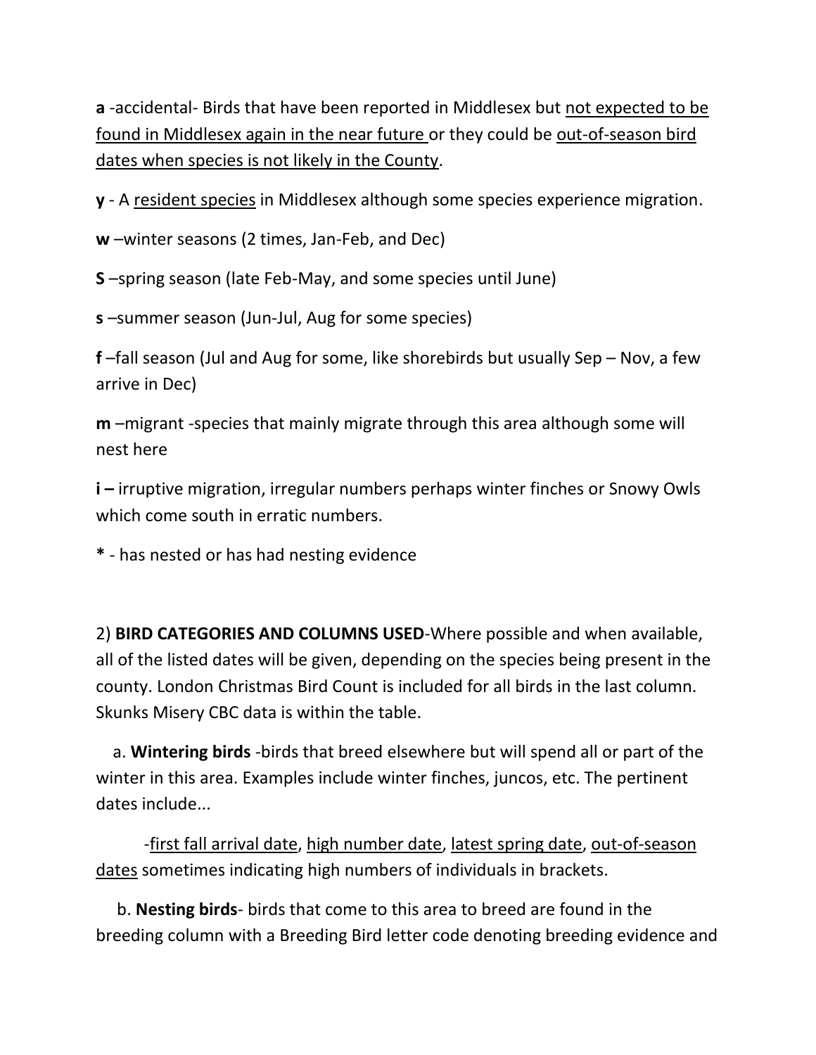**a** -accidental- Birds that have been reported in Middlesex but <u>not expected to be found in Middlesex again in the near future</u> or they could be <u>out-of-season bird dates when species is not likely in the County</u>.

**y** - A <u>resident species</u> in Middlesex although some species experience migration.

**w** –winter seasons (2 times, Jan-Feb, and Dec)

**S** –spring season (late Feb-May, and some species until June)

**s** –summer season (Jun-Jul, Aug for some species)

**f** –fall season (Jul and Aug for some, like shorebirds but usually Sep – Nov, a few arrive in Dec)

**m** –migrant -species that mainly migrate through this area although some will nest here

**i –** irruptive migration, irregular numbers perhaps winter finches or Snowy Owls which come south in erratic numbers.

**\*** - has nested or has had nesting evidence

2) **BIRD CATEGORIES AND COLUMNS USED**-Where possible and when available, all of the listed dates will be given, depending on the species being present in the county. London Christmas Bird Count is included for all birds in the last column. Skunks Misery CBC data is within the table.

a. **Wintering birds** -birds that breed elsewhere but will spend all or part of the winter in this area. Examples include winter finches, juncos, etc. The pertinent dates include...

-<u>first fall arrival date</u>, <u>high number date</u>, <u>latest spring date</u>, <u>out-of-season dates</u> sometimes indicating high numbers of individuals in brackets.

b. **Nesting birds**- birds that come to this area to breed are found in the breeding column with a Breeding Bird letter code denoting breeding evidence and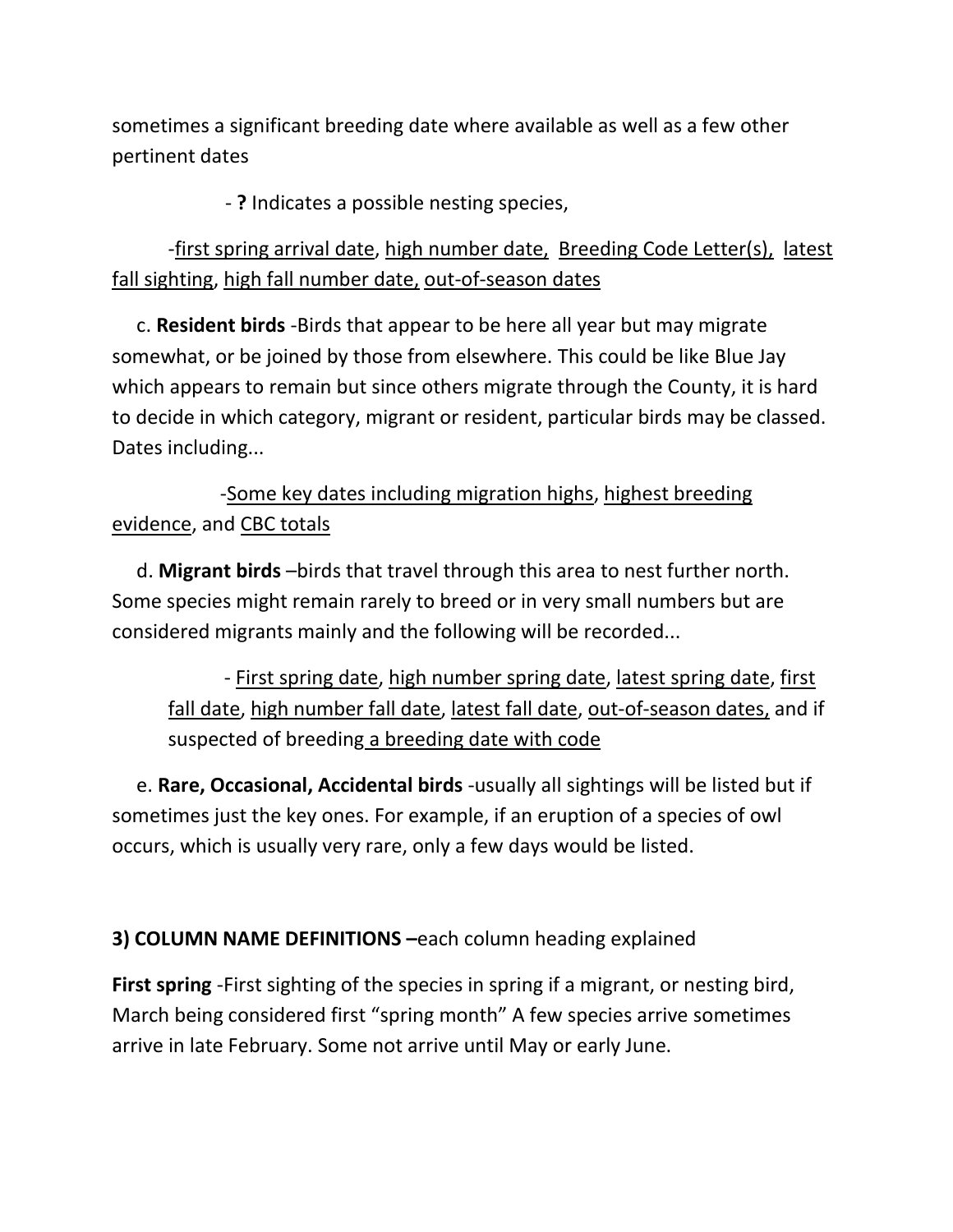sometimes a significant breeding date where available as well as a few other pertinent dates

- **?** Indicates a possible nesting species,

-<u>first spring arrival date</u>, <u>high number date,</u> <u>Breeding Code Letter(s),</u> <u>latest fall sighting</u>, <u>high fall number date,</u> <u>out-of-season dates</u>

c. **Resident birds** -Birds that appear to be here all year but may migrate somewhat, or be joined by those from elsewhere. This could be like Blue Jay which appears to remain but since others migrate through the County, it is hard to decide in which category, migrant or resident, particular birds may be classed. Dates including...

-<u>Some key dates including migration highs</u>, <u>highest breeding evidence</u>, and <u>CBC totals</u>

d. **Migrant birds** –birds that travel through this area to nest further north. Some species might remain rarely to breed or in very small numbers but are considered migrants mainly and the following will be recorded...

- <u>First spring date</u>, <u>high number spring date</u>, <u>latest spring date</u>, <u>first fall date</u>, <u>high number fall date</u>, <u>latest fall date</u>, <u>out-of-season dates,</u> and if suspected of breeding<u> a breeding date with code</u>

e. **Rare, Occasional, Accidental birds** -usually all sightings will be listed but if sometimes just the key ones. For example, if an eruption of a species of owl occurs, which is usually very rare, only a few days would be listed.

**3) COLUMN NAME DEFINITIONS –**each column heading explained

**First spring** -First sighting of the species in spring if a migrant, or nesting bird, March being considered first "spring month" A few species arrive sometimes arrive in late February. Some not arrive until May or early June.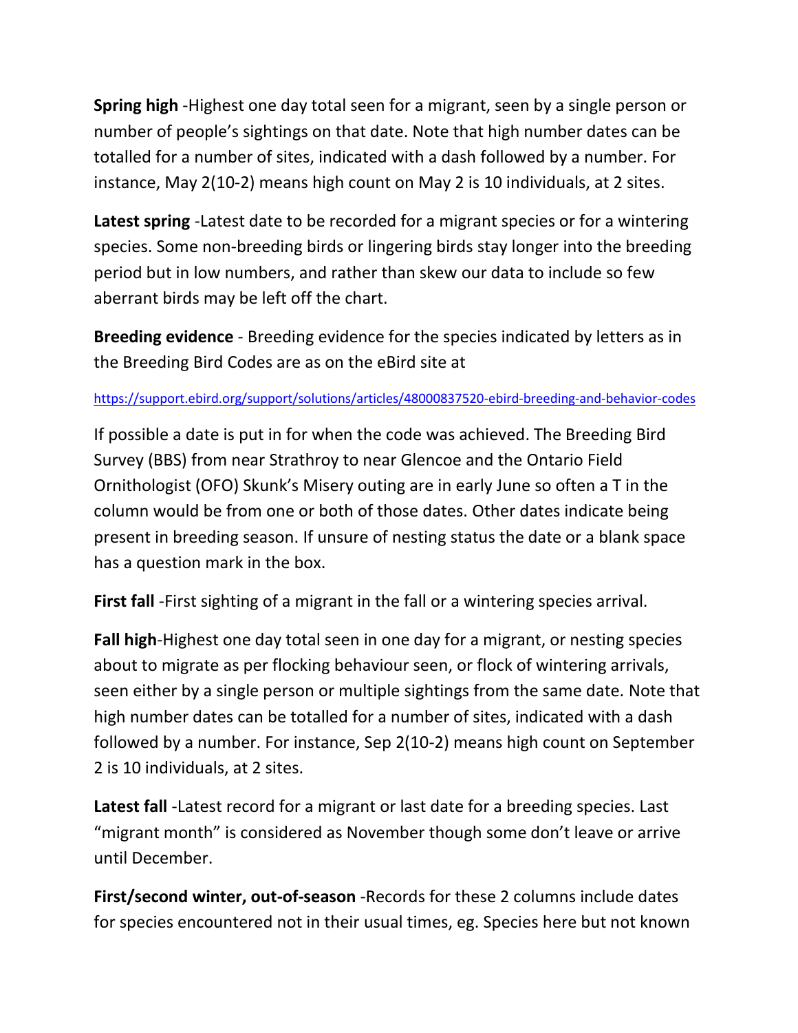**Spring high** -Highest one day total seen for a migrant, seen by a single person or number of people's sightings on that date. Note that high number dates can be totalled for a number of sites, indicated with a dash followed by a number. For instance, May 2(10-2) means high count on May 2 is 10 individuals, at 2 sites.

**Latest spring** -Latest date to be recorded for a migrant species or for a wintering species. Some non-breeding birds or lingering birds stay longer into the breeding period but in low numbers, and rather than skew our data to include so few aberrant birds may be left off the chart.

**Breeding evidence** - Breeding evidence for the species indicated by letters as in the Breeding Bird Codes are as on the eBird site at

https://support.ebird.org/support/solutions/articles/48000837520-ebird-breeding-and-behavior-codes

If possible a date is put in for when the code was achieved. The Breeding Bird Survey (BBS) from near Strathroy to near Glencoe and the Ontario Field Ornithologist (OFO) Skunk's Misery outing are in early June so often a T in the column would be from one or both of those dates. Other dates indicate being present in breeding season. If unsure of nesting status the date or a blank space has a question mark in the box.

**First fall** -First sighting of a migrant in the fall or a wintering species arrival.

**Fall high**-Highest one day total seen in one day for a migrant, or nesting species about to migrate as per flocking behaviour seen, or flock of wintering arrivals, seen either by a single person or multiple sightings from the same date. Note that high number dates can be totalled for a number of sites, indicated with a dash followed by a number. For instance, Sep 2(10-2) means high count on September 2 is 10 individuals, at 2 sites.

**Latest fall** -Latest record for a migrant or last date for a breeding species. Last "migrant month" is considered as November though some don't leave or arrive until December.

**First/second winter, out-of-season** -Records for these 2 columns include dates for species encountered not in their usual times, eg. Species here but not known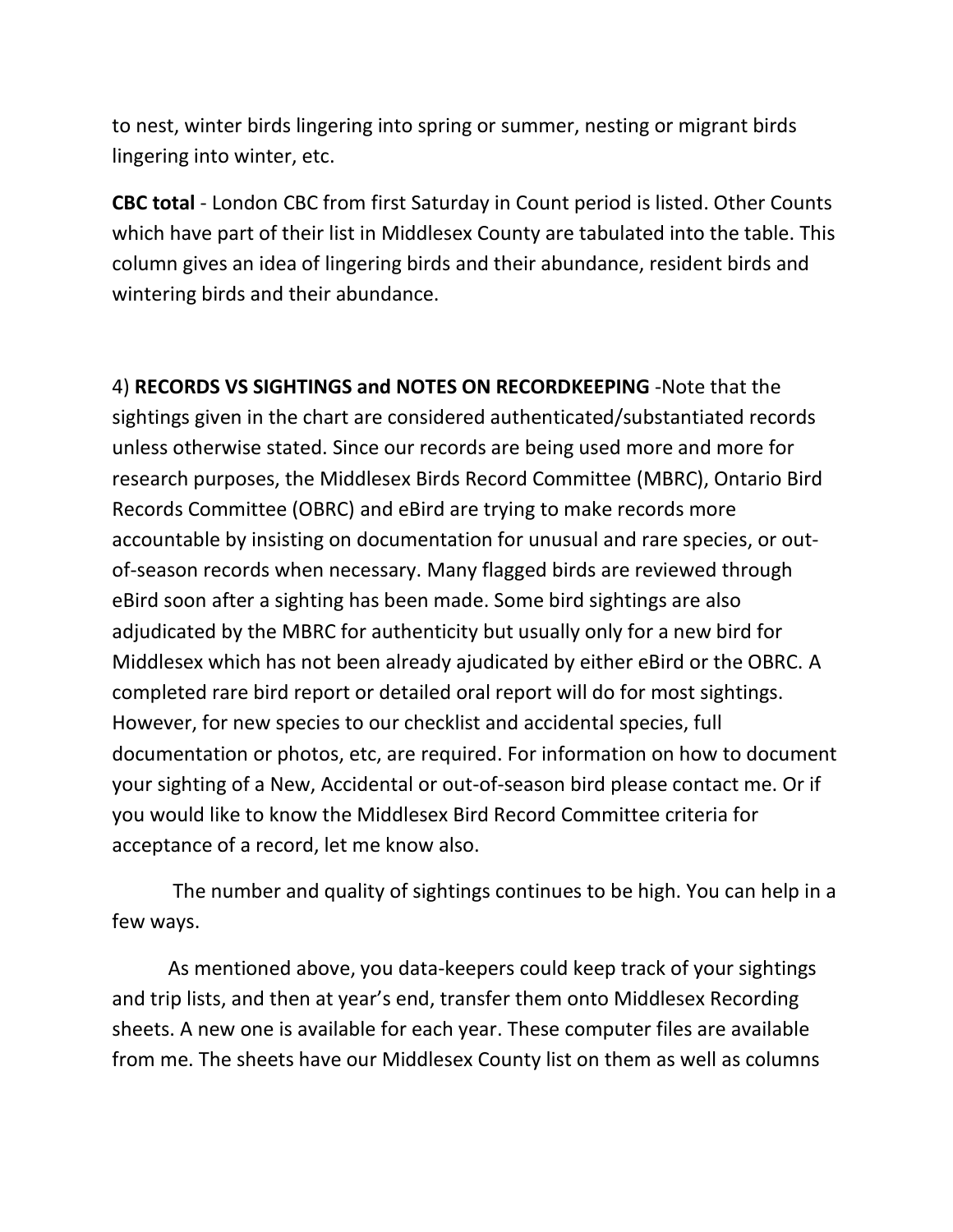to nest, winter birds lingering into spring or summer, nesting or migrant birds lingering into winter, etc.

**CBC total** - London CBC from first Saturday in Count period is listed. Other Counts which have part of their list in Middlesex County are tabulated into the table. This column gives an idea of lingering birds and their abundance, resident birds and wintering birds and their abundance.

4) **RECORDS VS SIGHTINGS and NOTES ON RECORDKEEPING** -Note that the sightings given in the chart are considered authenticated/substantiated records unless otherwise stated. Since our records are being used more and more for research purposes, the Middlesex Birds Record Committee (MBRC), Ontario Bird Records Committee (OBRC) and eBird are trying to make records more accountable by insisting on documentation for unusual and rare species, or out-of-season records when necessary. Many flagged birds are reviewed through eBird soon after a sighting has been made. Some bird sightings are also adjudicated by the MBRC for authenticity but usually only for a new bird for Middlesex which has not been already ajudicated by either eBird or the OBRC. A completed rare bird report or detailed oral report will do for most sightings. However, for new species to our checklist and accidental species, full documentation or photos, etc, are required. For information on how to document your sighting of a New, Accidental or out-of-season bird please contact me. Or if you would like to know the Middlesex Bird Record Committee criteria for acceptance of a record, let me know also.

The number and quality of sightings continues to be high. You can help in a few ways.

As mentioned above, you data-keepers could keep track of your sightings and trip lists, and then at year's end, transfer them onto Middlesex Recording sheets. A new one is available for each year. These computer files are available from me. The sheets have our Middlesex County list on them as well as columns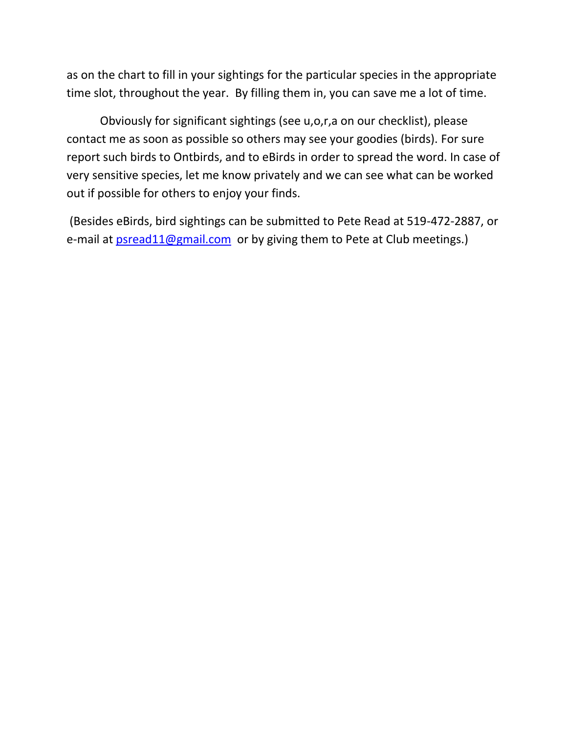as on the chart to fill in your sightings for the particular species in the appropriate time slot, throughout the year. By filling them in, you can save me a lot of time.

Obviously for significant sightings (see u,o,r,a on our checklist), please contact me as soon as possible so others may see your goodies (birds). For sure report such birds to Ontbirds, and to eBirds in order to spread the word. In case of very sensitive species, let me know privately and we can see what can be worked out if possible for others to enjoy your finds.

(Besides eBirds, bird sightings can be submitted to Pete Read at 519-472-2887, or e-mail at psread11@gmail.com or by giving them to Pete at Club meetings.)